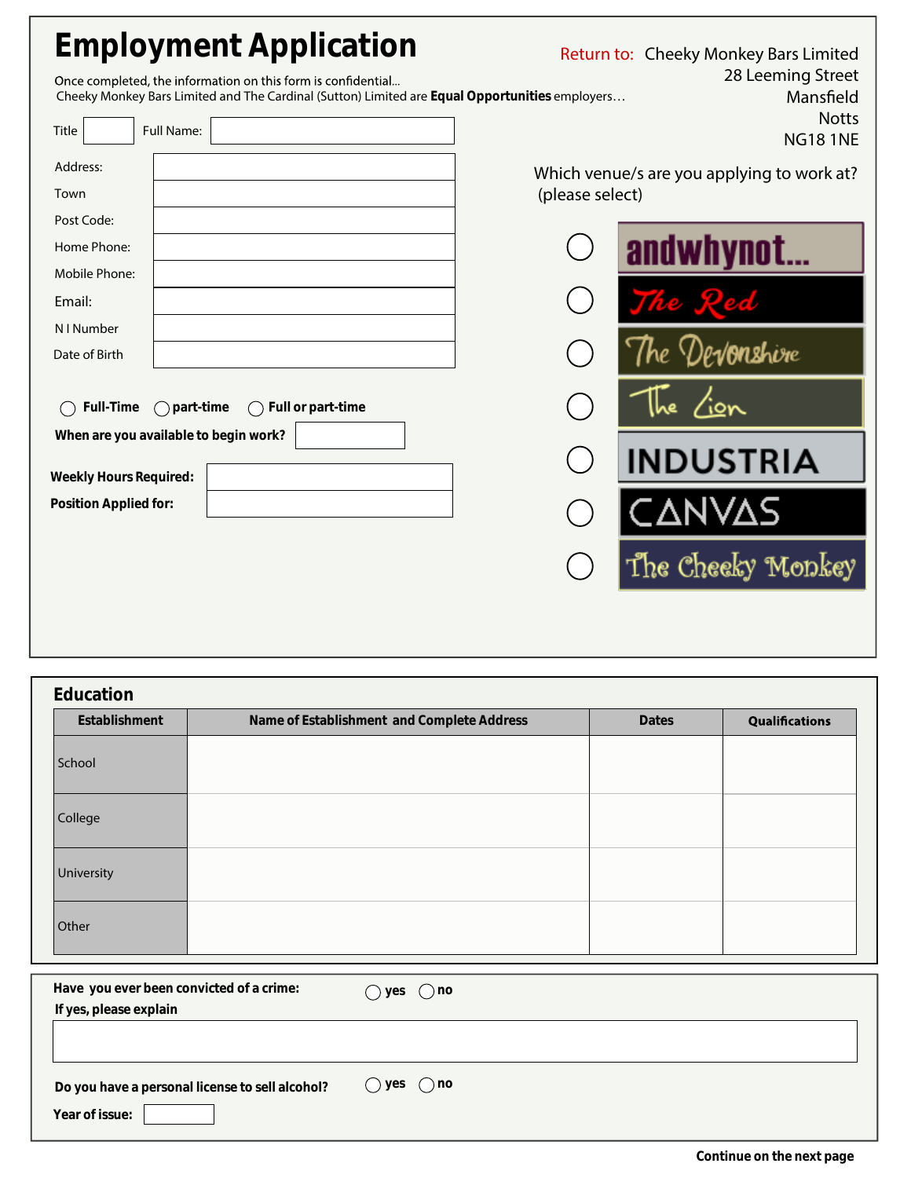# Employment Application

Once completed, the information on this form is confidential...
Cheeky Monkey Bars Limited and The Cardinal (Sutton) Limited are **Equal Opportunities** employers…

Return to: Cheeky Monkey Bars Limited
28 Leeming Street
Mansfield
Notts
NG18 1NE

| Title | | Full Name: | |
|---|---|---|---|

| | |
|---|---|
| Address: | |
| Town | |
| Post Code: | |
| Home Phone: | |
| Mobile Phone: | |
| Email: | |
| N I Number | |
| Date of Birth | |

◯ **Full-Time** ◯ **part-time** ◯ **Full or part-time**

**When are you available to begin work?** 

| | |
|---|---|
| **Weekly Hours Required:** | |
| **Position Applied for:** | |

Which venue/s are you applying to work at? (please select)

- ◯ andwhynot...
- ◯ The Red
- ◯ The Devonshire
- ◯ The Lion
- ◯ INDUSTRIA
- ◯ CANVAS
- ◯ The Cheeky Monkey

## Education

| Establishment | Name of Establishment and Complete Address | Dates | Qualifications |
|---|---|---|---|
| School | | | |
| College | | | |
| University | | | |
| Other | | | |

**Have you ever been convicted of a crime:** ◯ **yes** ◯ **no**

**If yes, please explain**

**Do you have a personal license to sell alcohol?** ◯ **yes** ◯ **no**

**Year of issue:** 

**Continue on the next page**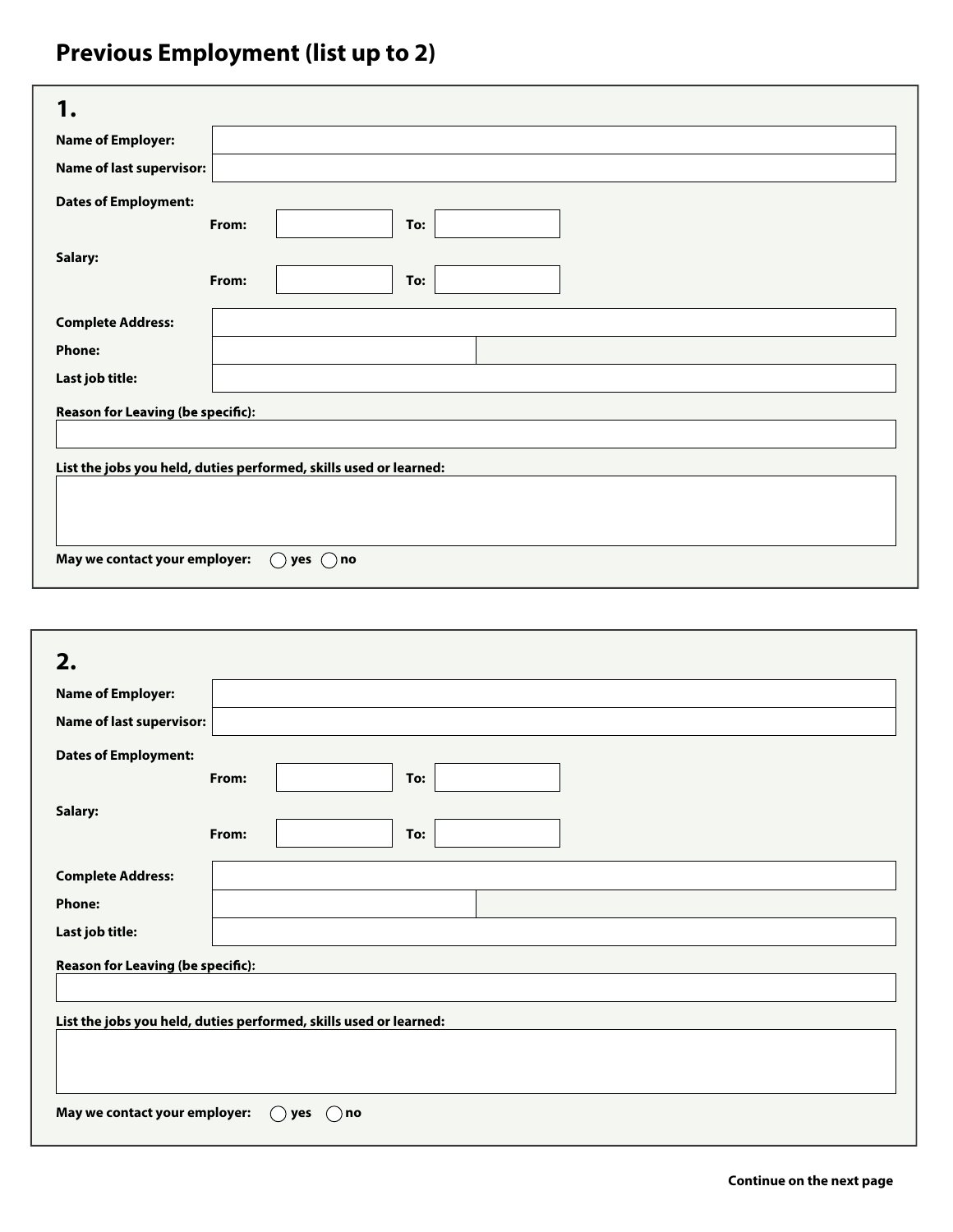## Previous Employment (list up to 2)

### 1.

**Name of Employer:**

**Name of last supervisor:**

**Dates of Employment:**
**From:** **To:**

**Salary:**
**From:** **To:**

**Complete Address:**

**Phone:**

**Last job title:**

**Reason for Leaving (be specific):**

**List the jobs you held, duties performed, skills used or learned:**

**May we contact your employer:** ◯ **yes** ◯ **no**

### 2.

**Name of Employer:**

**Name of last supervisor:**

**Dates of Employment:**
**From:** **To:**

**Salary:**
**From:** **To:**

**Complete Address:**

**Phone:**

**Last job title:**

**Reason for Leaving (be specific):**

**List the jobs you held, duties performed, skills used or learned:**

**May we contact your employer:** ◯ **yes** ◯ **no**

**Continue on the next page**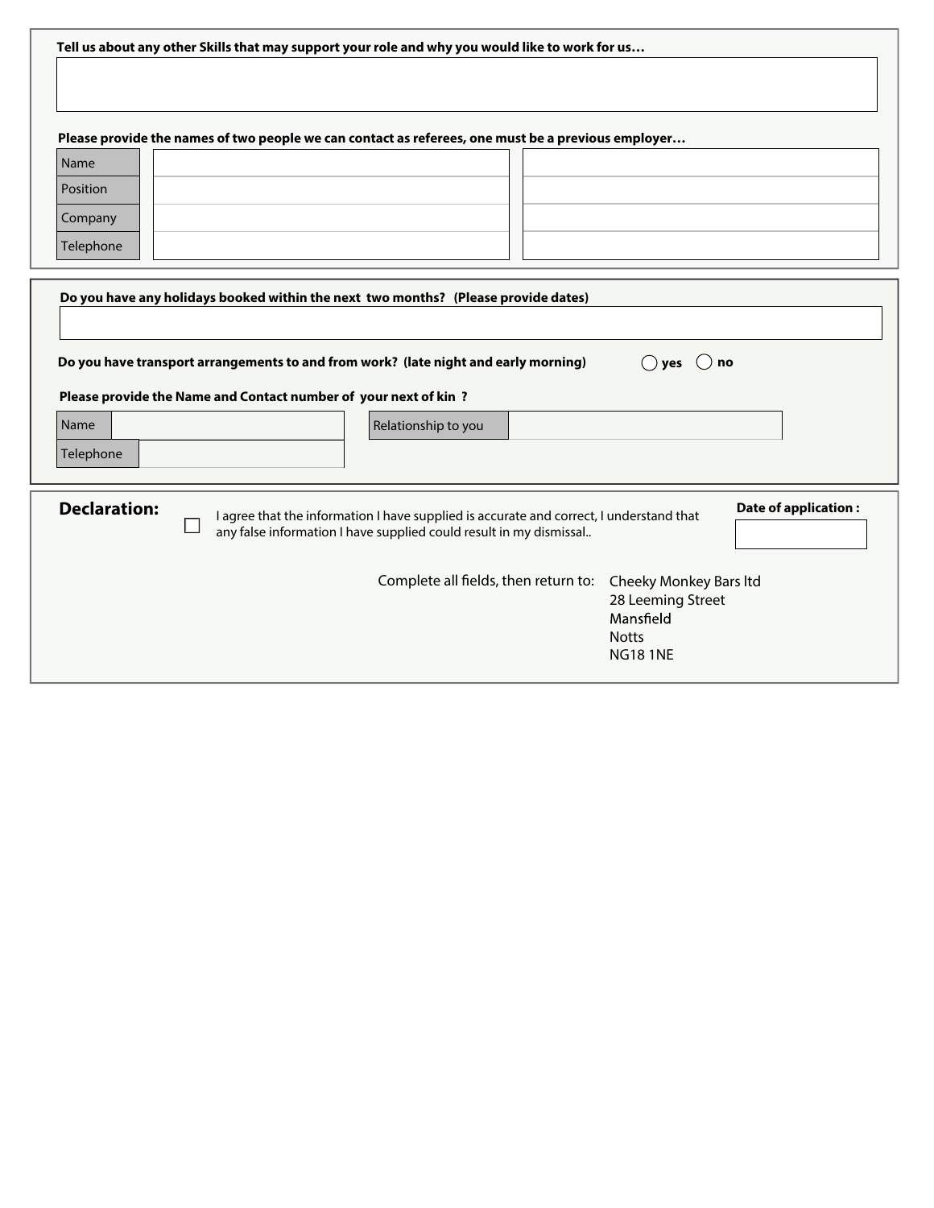**Tell us about any other Skills that may support your role and why you would like to work for us…**

**Please provide the names of two people we can contact as referees, one must be a previous employer…**

| | | |
|---|---|---|
| Name | | |
| Position | | |
| Company | | |
| Telephone | | |

**Do you have any holidays booked within the next two months? (Please provide dates)**

**Do you have transport arrangements to and from work? (late night and early morning)** ◯ **yes** ◯ **no**

**Please provide the Name and Contact number of your next of kin ?**

| | | | |
|---|---|---|---|
| Name | | Relationship to you | |
| Telephone | | | |

## Declaration:

☐ I agree that the information I have supplied is accurate and correct, I understand that any false information I have supplied could result in my dismissal..

**Date of application :**

Complete all fields, then return to:

Cheeky Monkey Bars ltd
28 Leeming Street
Mansfield
Notts
NG18 1NE